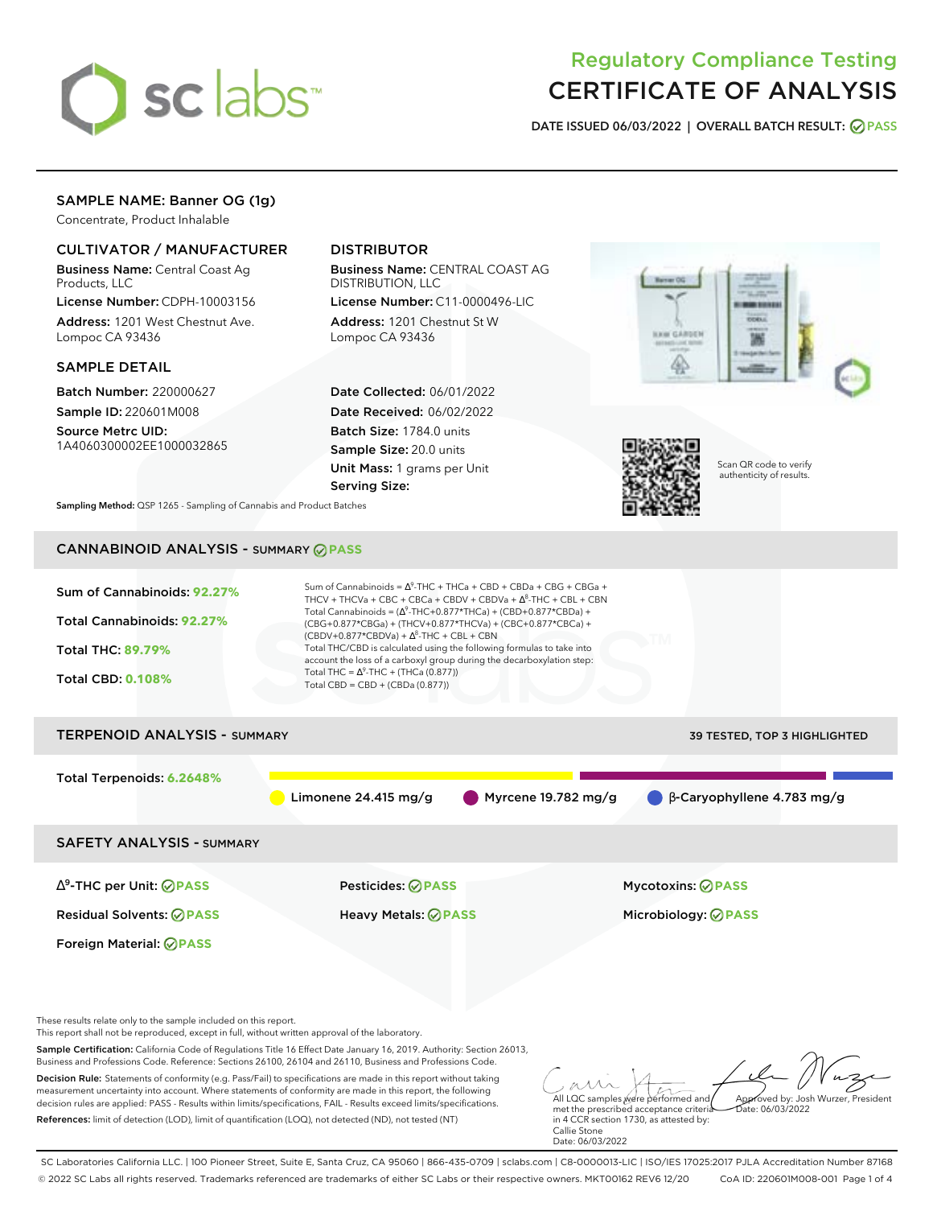# Regulatory Compliance Testing
# CERTIFICATE OF ANALYSIS

**DATE ISSUED 06/03/2022 | OVERALL BATCH RESULT: PASS**

## SAMPLE NAME: Banner OG (1g)

Concentrate, Product Inhalable

### CULTIVATOR / MANUFACTURER

**Business Name:** Central Coast Ag Products, LLC
**License Number:** CDPH-10003156
**Address:** 1201 West Chestnut Ave. Lompoc CA 93436

### DISTRIBUTOR

**Business Name:** CENTRAL COAST AG DISTRIBUTION, LLC
**License Number:** C11-0000496-LIC
**Address:** 1201 Chestnut St W Lompoc CA 93436

### SAMPLE DETAIL

**Batch Number:** 220000627
**Sample ID:** 220601M008
**Source Metrc UID:** 1A4060300002EE1000032865

**Date Collected:** 06/01/2022
**Date Received:** 06/02/2022
**Batch Size:** 1784.0 units
**Sample Size:** 20.0 units
**Unit Mass:** 1 grams per Unit
**Serving Size:**

Scan QR code to verify authenticity of results.

**Sampling Method:** QSP 1265 - Sampling of Cannabis and Product Batches

## CANNABINOID ANALYSIS - SUMMARY PASS

**Sum of Cannabinoids:** 92.27%
**Total Cannabinoids:** 92.27%
**Total THC:** 89.79%
**Total CBD:** 0.108%

Sum of Cannabinoids = $\Delta^9$-THC + THCa + CBD + CBDa + CBG + CBGa + THCV + THCVa + CBC + CBCa + CBDV + CBDVa + $\Delta^8$-THC + CBL + CBN
Total Cannabinoids = ($\Delta^9$-THC+0.877*THCa) + (CBD+0.877*CBDa) + (CBG+0.877*CBGa) + (THCV+0.877*THCVa) + (CBC+0.877*CBCa) + (CBDV+0.877*CBDVa) + $\Delta^8$-THC + CBL + CBN
Total THC/CBD is calculated using the following formulas to take into account the loss of a carboxyl group during the decarboxylation step:
Total THC = $\Delta^9$-THC + (THCa (0.877))
Total CBD = CBD + (CBDa (0.877))

## TERPENOID ANALYSIS - SUMMARY

39 TESTED, TOP 3 HIGHLIGHTED

**Total Terpenoids:** 6.2648%

Limonene 24.415 mg/g | Myrcene 19.782 mg/g | β-Caryophyllene 4.783 mg/g

## SAFETY ANALYSIS - SUMMARY

| | | |
|---|---|---|
| $\Delta^9$-THC per Unit: PASS | Pesticides: PASS | Mycotoxins: PASS |
| Residual Solvents: PASS | Heavy Metals: PASS | Microbiology: PASS |
| Foreign Material: PASS | | |

These results relate only to the sample included on this report.
This report shall not be reproduced, except in full, without written approval of the laboratory.

**Sample Certification:** California Code of Regulations Title 16 Effect Date January 16, 2019. Authority: Section 26013, Business and Professions Code. Reference: Sections 26100, 26104 and 26110, Business and Professions Code.

**Decision Rule:** Statements of conformity (e.g. Pass/Fail) to specifications are made in this report without taking measurement uncertainty into account. Where statements of conformity are made in this report, the following decision rules are applied: PASS - Results within limits/specifications, FAIL - Results exceed limits/specifications.

**References:** limit of detection (LOD), limit of quantification (LOQ), not detected (ND), not tested (NT)

All LQC samples were performed and met the prescribed acceptance criteria in 4 CCR section 1730, as attested by: Callie Stone
Date: 06/03/2022

Approved by: Josh Wurzer, President
Date: 06/03/2022

SC Laboratories California LLC. | 100 Pioneer Street, Suite E, Santa Cruz, CA 95060 | 866-435-0709 | sclabs.com | C8-0000013-LIC | ISO/IES 17025:2017 PJLA Accreditation Number 87168
© 2022 SC Labs all rights reserved. Trademarks referenced are trademarks of either SC Labs or their respective owners. MKT00162 REV6 12/20 CoA ID: 220601M008-001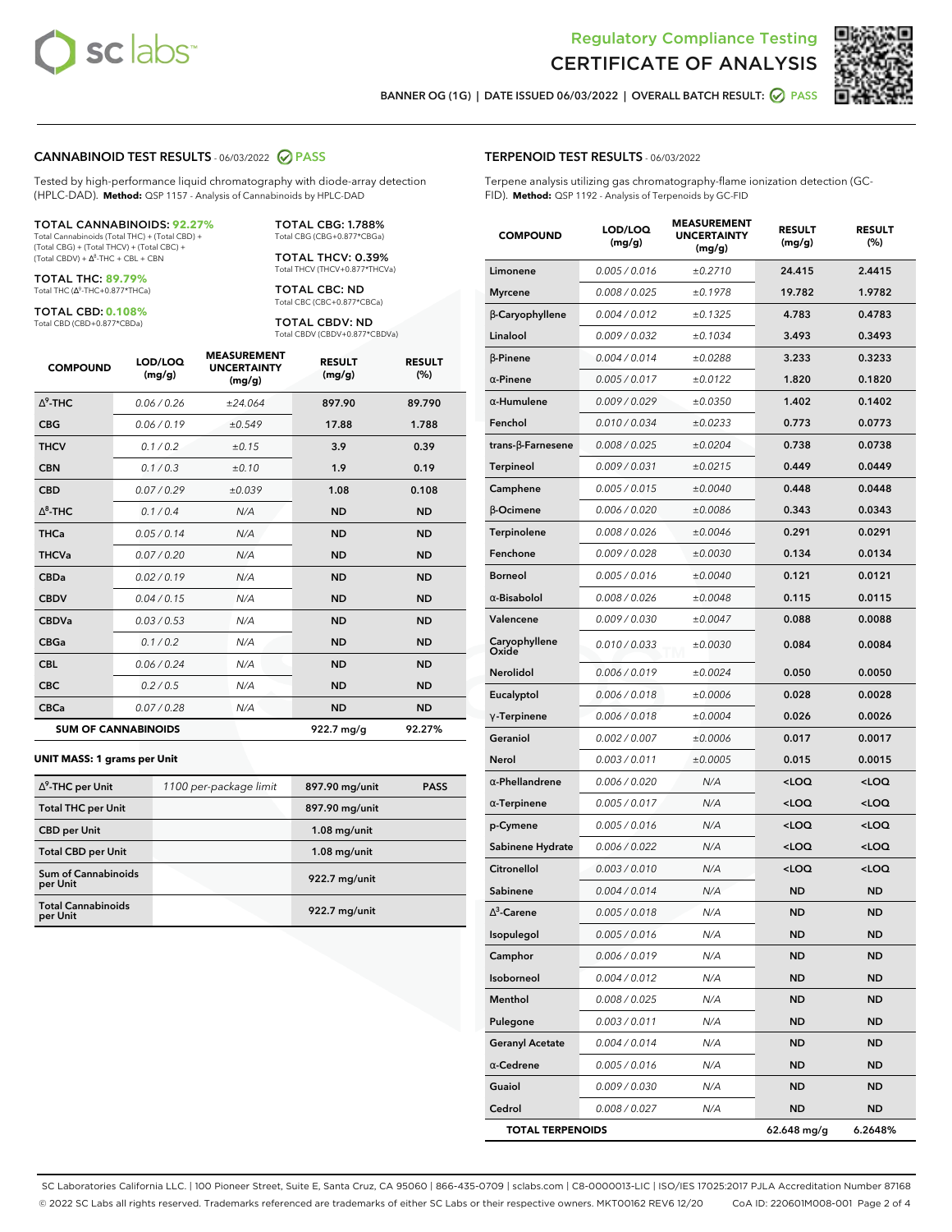Regulatory Compliance Testing
# CERTIFICATE OF ANALYSIS

BANNER OG (1G) | DATE ISSUED 06/03/2022 | OVERALL BATCH RESULT: PASS

## CANNABINOID TEST RESULTS - 06/03/2022 PASS

Tested by high-performance liquid chromatography with diode-array detection (HPLC-DAD). **Method:** QSP 1157 - Analysis of Cannabinoids by HPLC-DAD

**TOTAL CANNABINOIDS: 92.27%**
Total Cannabinoids (Total THC) + (Total CBD) + (Total CBG) + (Total THCV) + (Total CBC) + (Total CBDV) + $\Delta^8$-THC + CBL + CBN

**TOTAL THC: 89.79%**
Total THC ($\Delta^9$-THC+0.877*THCa)

**TOTAL CBD: 0.108%**
Total CBD (CBD+0.877*CBDa)

**TOTAL CBG: 1.788%**
Total CBG (CBG+0.877*CBGa)

**TOTAL THCV: 0.39%**
Total THCV (THCV+0.877*THCVa)

**TOTAL CBC: ND**
Total CBC (CBC+0.877*CBCa)

**TOTAL CBDV: ND**
Total CBDV (CBDV+0.877*CBDVa)

| COMPOUND | LOD/LOQ (mg/g) | MEASUREMENT UNCERTAINTY (mg/g) | RESULT (mg/g) | RESULT (%) |
|---|---|---|---|---|
| $\Delta^9$-THC | 0.06 / 0.26 | ±24.064 | 897.90 | 89.790 |
| CBG | 0.06 / 0.19 | ±0.549 | 17.88 | 1.788 |
| THCV | 0.1 / 0.2 | ±0.15 | 3.9 | 0.39 |
| CBN | 0.1 / 0.3 | ±0.10 | 1.9 | 0.19 |
| CBD | 0.07 / 0.29 | ±0.039 | 1.08 | 0.108 |
| $\Delta^8$-THC | 0.1 / 0.4 | N/A | ND | ND |
| THCa | 0.05 / 0.14 | N/A | ND | ND |
| THCVa | 0.07 / 0.20 | N/A | ND | ND |
| CBDa | 0.02 / 0.19 | N/A | ND | ND |
| CBDV | 0.04 / 0.15 | N/A | ND | ND |
| CBDVa | 0.03 / 0.53 | N/A | ND | ND |
| CBGa | 0.1 / 0.2 | N/A | ND | ND |
| CBL | 0.06 / 0.24 | N/A | ND | ND |
| CBC | 0.2 / 0.5 | N/A | ND | ND |
| CBCa | 0.07 / 0.28 | N/A | ND | ND |
| **SUM OF CANNABINOIDS** | | | 922.7 mg/g | 92.27% |

**UNIT MASS: 1 grams per Unit**

| | | | |
|---|---|---|---|
| $\Delta^9$-THC per Unit | 1100 per-package limit | 897.90 mg/unit | PASS |
| Total THC per Unit | | 897.90 mg/unit | |
| CBD per Unit | | 1.08 mg/unit | |
| Total CBD per Unit | | 1.08 mg/unit | |
| Sum of Cannabinoids per Unit | | 922.7 mg/unit | |
| Total Cannabinoids per Unit | | 922.7 mg/unit | |

## TERPENOID TEST RESULTS - 06/03/2022

Terpene analysis utilizing gas chromatography-flame ionization detection (GC-FID). **Method:** QSP 1192 - Analysis of Terpenoids by GC-FID

| COMPOUND | LOD/LOQ (mg/g) | MEASUREMENT UNCERTAINTY (mg/g) | RESULT (mg/g) | RESULT (%) |
|---|---|---|---|---|
| Limonene | 0.005 / 0.016 | ±0.2710 | 24.415 | 2.4415 |
| Myrcene | 0.008 / 0.025 | ±0.1978 | 19.782 | 1.9782 |
| β-Caryophyllene | 0.004 / 0.012 | ±0.1325 | 4.783 | 0.4783 |
| Linalool | 0.009 / 0.032 | ±0.1034 | 3.493 | 0.3493 |
| β-Pinene | 0.004 / 0.014 | ±0.0288 | 3.233 | 0.3233 |
| α-Pinene | 0.005 / 0.017 | ±0.0122 | 1.820 | 0.1820 |
| α-Humulene | 0.009 / 0.029 | ±0.0350 | 1.402 | 0.1402 |
| Fenchol | 0.010 / 0.034 | ±0.0233 | 0.773 | 0.0773 |
| trans-β-Farnesene | 0.008 / 0.025 | ±0.0204 | 0.738 | 0.0738 |
| Terpineol | 0.009 / 0.031 | ±0.0215 | 0.449 | 0.0449 |
| Camphene | 0.005 / 0.015 | ±0.0040 | 0.448 | 0.0448 |
| β-Ocimene | 0.006 / 0.020 | ±0.0086 | 0.343 | 0.0343 |
| Terpinolene | 0.008 / 0.026 | ±0.0046 | 0.291 | 0.0291 |
| Fenchone | 0.009 / 0.028 | ±0.0030 | 0.134 | 0.0134 |
| Borneol | 0.005 / 0.016 | ±0.0040 | 0.121 | 0.0121 |
| α-Bisabolol | 0.008 / 0.026 | ±0.0048 | 0.115 | 0.0115 |
| Valencene | 0.009 / 0.030 | ±0.0047 | 0.088 | 0.0088 |
| Caryophyllene Oxide | 0.010 / 0.033 | ±0.0030 | 0.084 | 0.0084 |
| Nerolidol | 0.006 / 0.019 | ±0.0024 | 0.050 | 0.0050 |
| Eucalyptol | 0.006 / 0.018 | ±0.0006 | 0.028 | 0.0028 |
| γ-Terpinene | 0.006 / 0.018 | ±0.0004 | 0.026 | 0.0026 |
| Geraniol | 0.002 / 0.007 | ±0.0006 | 0.017 | 0.0017 |
| Nerol | 0.003 / 0.011 | ±0.0005 | 0.015 | 0.0015 |
| α-Phellandrene | 0.006 / 0.020 | N/A | <LOQ | <LOQ |
| α-Terpinene | 0.005 / 0.017 | N/A | <LOQ | <LOQ |
| p-Cymene | 0.005 / 0.016 | N/A | <LOQ | <LOQ |
| Sabinene Hydrate | 0.006 / 0.022 | N/A | <LOQ | <LOQ |
| Citronellol | 0.003 / 0.010 | N/A | <LOQ | <LOQ |
| Sabinene | 0.004 / 0.014 | N/A | ND | ND |
| $\Delta^3$-Carene | 0.005 / 0.018 | N/A | ND | ND |
| Isopulegol | 0.005 / 0.016 | N/A | ND | ND |
| Camphor | 0.006 / 0.019 | N/A | ND | ND |
| Isoborneol | 0.004 / 0.012 | N/A | ND | ND |
| Menthol | 0.008 / 0.025 | N/A | ND | ND |
| Pulegone | 0.003 / 0.011 | N/A | ND | ND |
| Geranyl Acetate | 0.004 / 0.014 | N/A | ND | ND |
| α-Cedrene | 0.005 / 0.016 | N/A | ND | ND |
| Guaiol | 0.009 / 0.030 | N/A | ND | ND |
| Cedrol | 0.008 / 0.027 | N/A | ND | ND |
| **TOTAL TERPENOIDS** | | | 62.648 mg/g | 6.2648% |

SC Laboratories California LLC. | 100 Pioneer Street, Suite E, Santa Cruz, CA 95060 | 866-435-0709 | sclabs.com | C8-0000013-LIC | ISO/IES 17025:2017 PJLA Accreditation Number 87168
© 2022 SC Labs all rights reserved. Trademarks referenced are trademarks of either SC Labs or their respective owners. MKT00162 REV6 12/20 CoA ID: 220601M008-001